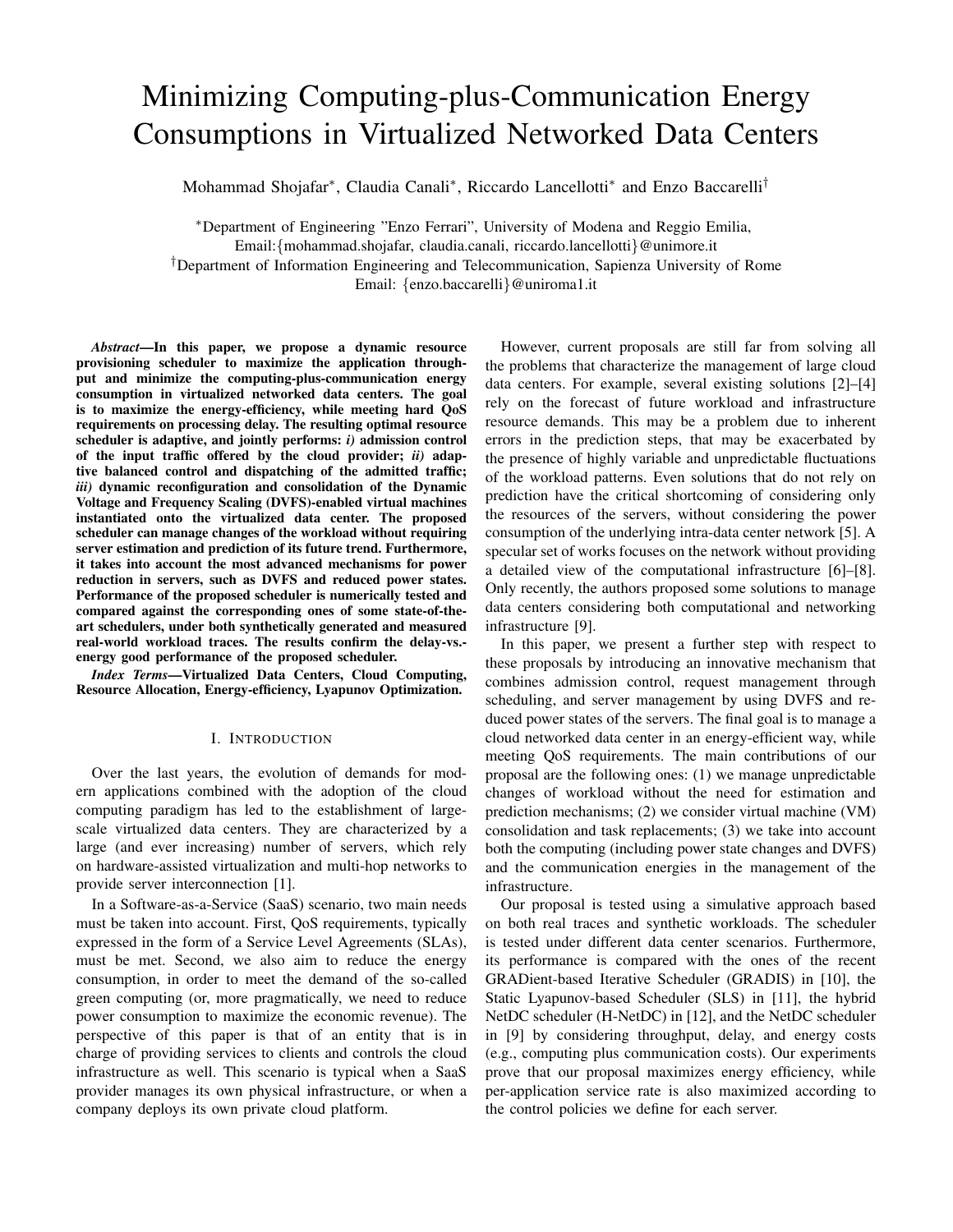# Minimizing Computing-plus-Communication Energy Consumptions in Virtualized Networked Data Centers

Mohammad Shojafar*, Claudia Canali*, Riccardo Lancellotti* and Enzo Baccarelli†

*Department of Engineering "Enzo Ferrari", University of Modena and Reggio Emilia,
Email:{mohammad.shojafar, claudia.canali, riccardo.lancellotti}@unimore.it
†Department of Information Engineering and Telecommunication, Sapienza University of Rome
Email: {enzo.baccarelli}@uniroma1.it

***Abstract*—In this paper, we propose a dynamic resource provisioning scheduler to maximize the application throughput and minimize the computing-plus-communication energy consumption in virtualized networked data centers. The goal is to maximize the energy-efficiency, while meeting hard QoS requirements on processing delay. The resulting optimal resource scheduler is adaptive, and jointly performs: *i)* admission control of the input traffic offered by the cloud provider; *ii)* adaptive balanced control and dispatching of the admitted traffic; *iii)* dynamic reconfiguration and consolidation of the Dynamic Voltage and Frequency Scaling (DVFS)-enabled virtual machines instantiated onto the virtualized data center. The proposed scheduler can manage changes of the workload without requiring server estimation and prediction of its future trend. Furthermore, it takes into account the most advanced mechanisms for power reduction in servers, such as DVFS and reduced power states. Performance of the proposed scheduler is numerically tested and compared against the corresponding ones of some state-of-the-art schedulers, under both synthetically generated and measured real-world workload traces. The results confirm the delay-vs.-energy good performance of the proposed scheduler.**

***Index Terms*—Virtualized Data Centers, Cloud Computing, Resource Allocation, Energy-efficiency, Lyapunov Optimization.**

## I. Introduction

Over the last years, the evolution of demands for modern applications combined with the adoption of the cloud computing paradigm has led to the establishment of large-scale virtualized data centers. They are characterized by a large (and ever increasing) number of servers, which rely on hardware-assisted virtualization and multi-hop networks to provide server interconnection [1].

In a Software-as-a-Service (SaaS) scenario, two main needs must be taken into account. First, QoS requirements, typically expressed in the form of a Service Level Agreements (SLAs), must be met. Second, we also aim to reduce the energy consumption, in order to meet the demand of the so-called green computing (or, more pragmatically, we need to reduce power consumption to maximize the economic revenue). The perspective of this paper is that of an entity that is in charge of providing services to clients and controls the cloud infrastructure as well. This scenario is typical when a SaaS provider manages its own physical infrastructure, or when a company deploys its own private cloud platform.

However, current proposals are still far from solving all the problems that characterize the management of large cloud data centers. For example, several existing solutions [2]–[4] rely on the forecast of future workload and infrastructure resource demands. This may be a problem due to inherent errors in the prediction steps, that may be exacerbated by the presence of highly variable and unpredictable fluctuations of the workload patterns. Even solutions that do not rely on prediction have the critical shortcoming of considering only the resources of the servers, without considering the power consumption of the underlying intra-data center network [5]. A specular set of works focuses on the network without providing a detailed view of the computational infrastructure [6]–[8]. Only recently, the authors proposed some solutions to manage data centers considering both computational and networking infrastructure [9].

In this paper, we present a further step with respect to these proposals by introducing an innovative mechanism that combines admission control, request management through scheduling, and server management by using DVFS and reduced power states of the servers. The final goal is to manage a cloud networked data center in an energy-efficient way, while meeting QoS requirements. The main contributions of our proposal are the following ones: (1) we manage unpredictable changes of workload without the need for estimation and prediction mechanisms; (2) we consider virtual machine (VM) consolidation and task replacements; (3) we take into account both the computing (including power state changes and DVFS) and the communication energies in the management of the infrastructure.

Our proposal is tested using a simulative approach based on both real traces and synthetic workloads. The scheduler is tested under different data center scenarios. Furthermore, its performance is compared with the ones of the recent GRADient-based Iterative Scheduler (GRADIS) in [10], the Static Lyapunov-based Scheduler (SLS) in [11], the hybrid NetDC scheduler (H-NetDC) in [12], and the NetDC scheduler in [9] by considering throughput, delay, and energy costs (e.g., computing plus communication costs). Our experiments prove that our proposal maximizes energy efficiency, while per-application service rate is also maximized according to the control policies we define for each server.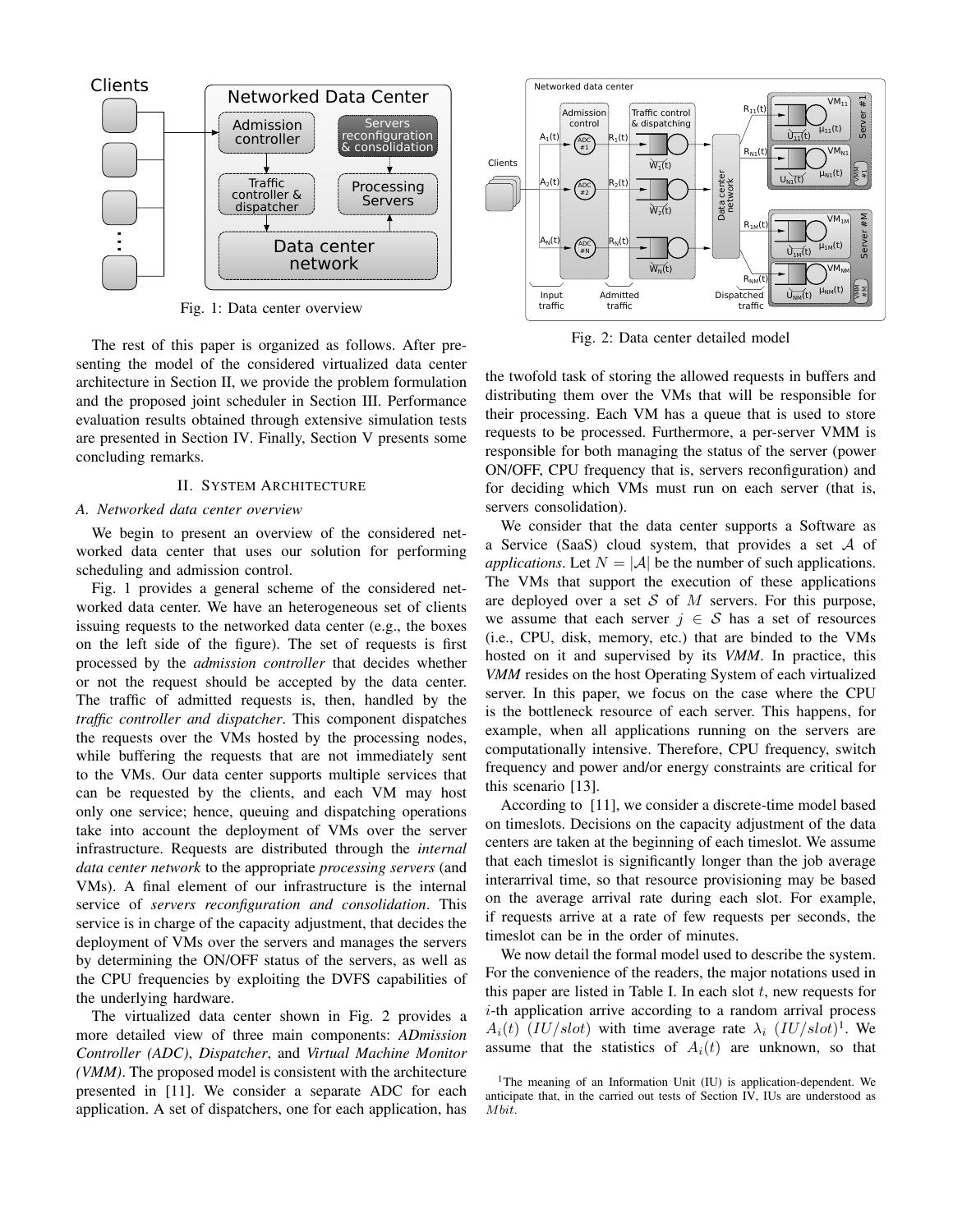Fig. 1: Data center overview

Fig. 2: Data center detailed model

The rest of this paper is organized as follows. After presenting the model of the considered virtualized data center architecture in Section II, we provide the problem formulation and the proposed joint scheduler in Section III. Performance evaluation results obtained through extensive simulation tests are presented in Section IV. Finally, Section V presents some concluding remarks.

## II. System Architecture

### A. Networked data center overview

We begin to present an overview of the considered networked data center that uses our solution for performing scheduling and admission control.

Fig. 1 provides a general scheme of the considered networked data center. We have an heterogeneous set of clients issuing requests to the networked data center (e.g., the boxes on the left side of the figure). The set of requests is first processed by the *admission controller* that decides whether or not the request should be accepted by the data center. The traffic of admitted requests is, then, handled by the *traffic controller and dispatcher*. This component dispatches the requests over the VMs hosted by the processing nodes, while buffering the requests that are not immediately sent to the VMs. Our data center supports multiple services that can be requested by the clients, and each VM may host only one service; hence, queuing and dispatching operations take into account the deployment of VMs over the server infrastructure. Requests are distributed through the *internal data center network* to the appropriate *processing servers* (and VMs). A final element of our infrastructure is the internal service of *servers reconfiguration and consolidation*. This service is in charge of the capacity adjustment, that decides the deployment of VMs over the servers and manages the servers by determining the ON/OFF status of the servers, as well as the CPU frequencies by exploiting the DVFS capabilities of the underlying hardware.

The virtualized data center shown in Fig. 2 provides a more detailed view of three main components: *ADmission Controller (ADC)*, *Dispatcher*, and *Virtual Machine Monitor (VMM)*. The proposed model is consistent with the architecture presented in [11]. We consider a separate ADC for each application. A set of dispatchers, one for each application, has the twofold task of storing the allowed requests in buffers and distributing them over the VMs that will be responsible for their processing. Each VM has a queue that is used to store requests to be processed. Furthermore, a per-server VMM is responsible for both managing the status of the server (power ON/OFF, CPU frequency that is, servers reconfiguration) and for deciding which VMs must run on each server (that is, servers consolidation).

We consider that the data center supports a Software as a Service (SaaS) cloud system, that provides a set $\mathcal{A}$ of *applications*. Let $N = |\mathcal{A}|$ be the number of such applications. The VMs that support the execution of these applications are deployed over a set $\mathcal{S}$ of $M$ servers. For this purpose, we assume that each server $j \in \mathcal{S}$ has a set of resources (i.e., CPU, disk, memory, etc.) that are binded to the VMs hosted on it and supervised by its *VMM*. In practice, this *VMM* resides on the host Operating System of each virtualized server. In this paper, we focus on the case where the CPU is the bottleneck resource of each server. This happens, for example, when all applications running on the servers are computationally intensive. Therefore, CPU frequency, switch frequency and power and/or energy constraints are critical for this scenario [13].

According to [11], we consider a discrete-time model based on timeslots. Decisions on the capacity adjustment of the data centers are taken at the beginning of each timeslot. We assume that each timeslot is significantly longer than the job average interarrival time, so that resource provisioning may be based on the average arrival rate during each slot. For example, if requests arrive at a rate of few requests per seconds, the timeslot can be in the order of minutes.

We now detail the formal model used to describe the system. For the convenience of the readers, the major notations used in this paper are listed in Table I. In each slot $t$, new requests for $i$-th application arrive according to a random arrival process $A_i(t)$ $(IU/slot)$ with time average rate $\lambda_i$ $(IU/slot)$[1]. We assume that the statistics of $A_i(t)$ are unknown, so that

[1]The meaning of an Information Unit (IU) is application-dependent. We anticipate that, in the carried out tests of Section IV, IUs are understood as $Mbit$.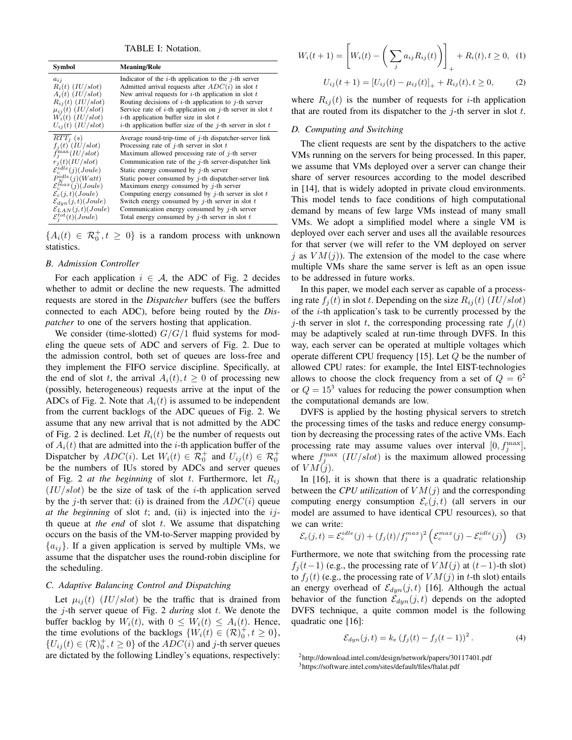TABLE I: Notation.

| Symbol | Meaning/Role |
|---|---|
| $a_{ij}$ | Indicator of the $i$-th application to the $j$-th server |
| $R_i(t)$ $(IU/slot)$ | Admitted arrival requests after $ADC(i)$ in slot $t$ |
| $A_i(t)$ $(IU/slot)$ | New arrival requests for $i$-th application in slot $t$ |
| $R_{ij}(t)$ $(IU/slot)$ | Routing decisions of $i$-th application to $j$-th server |
| $\mu_{ij}(t)$ $(IU/slot)$ | Service rate of $i$-th application on $j$-th server in slot $t$ |
| $W_i(t)$ $(IU/slot)$ | $i$-th application buffer size in slot $t$ |
| $U_{ij}(t)$ $(IU/slot)$ | $i$-th application buffer size of the $j$-th server in slot $t$ |
| $\overline{RTT_j}$ $(s)$ | Average round-trip-time of $j$-th dispatcher-server link |
| $f_j(t)$ $(IU/slot)$ | Processing rate of $j$-th server in slot $t$ |
| $f_j^{\max}(IU/slot)$ | Maximum allowed processing rate of $j$-th server |
| $r_j(t)(IU/slot)$ | Communication rate of the $j$-th server-dispatcher link |
| $\mathcal{E}_c^{idle}(j)(Joule)$ | Static energy consumed by $j$-th server |
| $P_N^{idle}(j)(Watt)$ | Static power consumed by $j$-th dispatcher-server link |
| $\mathcal{E}_c^{max}(j)(Joule)$ | Maximum energy consumed by $j$-th server |
| $\mathcal{E}_c(j,t)(Joule)$ | Computing energy consumed by $j$-th server in slot $t$ |
| $\mathcal{E}_{dyn}(j,t)(Joule)$ | Switch energy consumed by $j$-th server in slot $t$ |
| $\mathcal{E}_{LAN}(j,t)(Joule)$ | Communication energy consumed by $j$-th server |
| $\mathcal{E}_j^{tot}(t)(Joule)$ | Total energy consumed by $j$-th server in slot $t$ |

$\{A_i(t) \in \mathcal{R}_0^+, t \geq 0\}$ is a random process with unknown statistics.

### B. Admission Controller

For each application $i \in \mathcal{A}$, the ADC of Fig. 2 decides whether to admit or decline the new requests. The admitted requests are stored in the *Dispatcher* buffers (see the buffers connected to each ADC), before being routed by the *Dispatcher* to one of the servers hosting that application.

We consider (time-slotted) $G/G/1$ fluid systems for modeling the queue sets of ADC and servers of Fig. 2. Due to the admission control, both set of queues are loss-free and they implement the FIFO service discipline. Specifically, at the end of slot $t$, the arrival $A_i(t), t \geq 0$ of processing new (possibly, heterogeneous) requests arrive at the input of the ADCs of Fig. 2. Note that $A_i(t)$ is assumed to be independent from the current backlogs of the ADC queues of Fig. 2. We assume that any new arrival that is not admitted by the ADC of Fig. 2 is declined. Let $R_i(t)$ be the number of requests out of $A_i(t)$ that are admitted into the $i$-th application buffer of the Dispatcher by $ADC(i)$. Let $W_i(t) \in \mathcal{R}_0^+$ and $U_{ij}(t) \in \mathcal{R}_0^+$ be the numbers of IUs stored by ADCs and server queues of Fig. 2 *at the beginning* of slot $t$. Furthermore, let $R_{ij}$ $(IU/slot)$ be the size of task of the $i$-th application served by the $j$-th server that: (i) is drained from the $ADC(i)$ queue *at the beginning* of slot $t$; and, (ii) is injected into the $ij$-th queue at *the end* of slot $t$. We assume that dispatching occurs on the basis of the VM-to-Server mapping provided by $\{a_{ij}\}$. If a given application is served by multiple VMs, we assume that the dispatcher uses the round-robin discipline for the scheduling.

### C. Adaptive Balancing Control and Dispatching

Let $\mu_{ij}(t)$ $(IU/slot)$ be the traffic that is drained from the $j$-th server queue of Fig. 2 *during* slot $t$. We denote the buffer backlog by $W_i(t)$, with $0 \leq W_i(t) \leq A_i(t)$. Hence, the time evolutions of the backlogs $\{W_i(t) \in (\mathcal{R})_0^+, t \geq 0\}$, $\{U_{ij}(t) \in (\mathcal{R})_0^+, t \geq 0\}$ of the $ADC(i)$ and $j$-th server queues are dictated by the following Lindley's equations, respectively:

$$W_i(t+1) = \left[ W_i(t) - \left( \sum_j a_{ij} R_{ij}(t) \right) \right]_+ + R_i(t), t \geq 0, \quad (1)$$

$$U_{ij}(t+1) = [U_{ij}(t) - \mu_{ij}(t)]_+ + R_{ij}(t), t \geq 0, \quad (2)$$

where $R_{ij}(t)$ is the number of requests for $i$-th application that are routed from its dispatcher to the $j$-th server in slot $t$.

### D. Computing and Switching

The client requests are sent by the dispatchers to the active VMs running on the servers for being processed. In this paper, we assume that VMs deployed over a server can change their share of server resources according to the model described in [14], that is widely adopted in private cloud environments. This model tends to face conditions of high computational demand by means of few large VMs instead of many small VMs. We adopt a simplified model where a single VM is deployed over each server and uses all the available resources for that server (we will refer to the VM deployed on server $j$ as $VM(j)$). The extension of the model to the case where multiple VMs share the same server is left as an open issue to be addressed in future works.

In this paper, we model each server as capable of a processing rate $f_j(t)$ in slot $t$. Depending on the size $R_{ij}(t)$ $(IU/slot)$ of the $i$-th application's task to be currently processed by the $j$-th server in slot $t$, the corresponding processing rate $f_j(t)$ may be adaptively scaled at run-time through DVFS. In this way, each server can be operated at multiple voltages which operate different CPU frequency [15]. Let $Q$ be the number of allowed CPU rates: for example, the Intel EIST-technologies allows to choose the clock frequency from a set of $Q = 6$[2] or $Q = 15$[3] values for reducing the power consumption when the computational demands are low.

DVFS is applied by the hosting physical servers to stretch the processing times of the tasks and reduce energy consumption by decreasing the processing rates of the active VMs. Each processing rate may assume values over interval $[0, f_j^{\max}]$, where $f_j^{\max}$ $(IU/slot)$ is the maximum allowed processing of $VM(j)$.

In [16], it is shown that there is a quadratic relationship between the *CPU utilization* of $VM(j)$ and the corresponding computing energy consumption $\mathcal{E}_c(j,t)$ (all servers in our model are assumed to have identical CPU resources), so that we can write:

$$\mathcal{E}_c(j,t) = \mathcal{E}_c^{idle}(j) + (f_j(t)/f_j^{max})^2 \left( \mathcal{E}_c^{max}(j) - \mathcal{E}_c^{idle}(j) \right) \quad (3)$$

Furthermore, we note that switching from the processing rate $f_j(t-1)$ (e.g., the processing rate of $VM(j)$ at $(t-1)$-th slot) to $f_j(t)$ (e.g., the processing rate of $VM(j)$ in $t$-th slot) entails an energy overhead of $\mathcal{E}_{dyn}(j,t)$ [16]. Although the actual behavior of the function $\mathcal{E}_{dyn}(j,t)$ depends on the adopted DVFS technique, a quite common model is the following quadratic one [16]:

$$\mathcal{E}_{dyn}(j,t) = k_e \left( f_j(t) - f_j(t-1) \right)^2 . \quad (4)$$

[2]http://download.intel.com/design/network/papers/30117401.pdf
[3]https://software.intel.com/sites/default/files/ftalat.pdf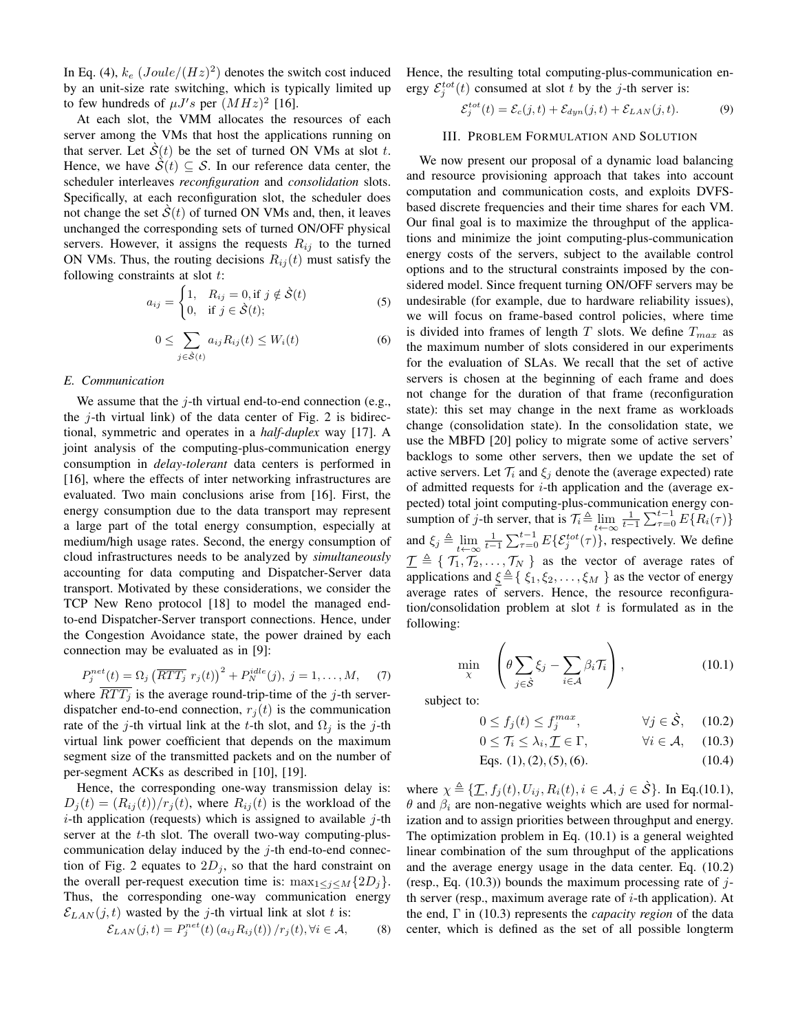In Eq. (4), $k_e$ $(Joule/(Hz)^2)$ denotes the switch cost induced by an unit-size rate switching, which is typically limited up to few hundreds of $\mu J's$ per $(MHz)^2$ [16].

At each slot, the VMM allocates the resources of each server among the VMs that host the applications running on that server. Let $\dot{\mathcal{S}}(t)$ be the set of turned ON VMs at slot $t$. Hence, we have $\dot{\mathcal{S}}(t) \subseteq \mathcal{S}$. In our reference data center, the scheduler interleaves *reconfiguration* and *consolidation* slots. Specifically, at each reconfiguration slot, the scheduler does not change the set $\dot{\mathcal{S}}(t)$ of turned ON VMs and, then, it leaves unchanged the corresponding sets of turned ON/OFF physical servers. However, it assigns the requests $R_{ij}$ to the turned ON VMs. Thus, the routing decisions $R_{ij}(t)$ must satisfy the following constraints at slot $t$:

$$a_{ij} = \begin{cases} 1, & R_{ij} = 0, \text{if } j \notin \dot{\mathcal{S}}(t) \\ 0, & \text{if } j \in \dot{\mathcal{S}}(t); \end{cases} \tag{5}$$

$$0 \leq \sum_{j \in \dot{\mathcal{S}}(t)} a_{ij} R_{ij}(t) \leq W_i(t) \tag{6}$$

### *E. Communication*

We assume that the $j$-th virtual end-to-end connection (e.g., the $j$-th virtual link) of the data center of Fig. 2 is bidirectional, symmetric and operates in a *half-duplex* way [17]. A joint analysis of the computing-plus-communication energy consumption in *delay-tolerant* data centers is performed in [16], where the effects of inter networking infrastructures are evaluated. Two main conclusions arise from [16]. First, the energy consumption due to the data transport may represent a large part of the total energy consumption, especially at medium/high usage rates. Second, the energy consumption of cloud infrastructures needs to be analyzed by *simultaneously* accounting for data computing and Dispatcher-Server data transport. Motivated by these considerations, we consider the TCP New Reno protocol [18] to model the managed end-to-end Dispatcher-Server transport connections. Hence, under the Congestion Avoidance state, the power drained by each connection may be evaluated as in [9]:

$$P_j^{net}(t) = \Omega_j \left(\overline{RTT}_j \; r_j(t)\right)^2 + P_N^{idle}(j), \; j = 1, \ldots, M, \tag{7}$$

where $\overline{RTT}_j$ is the average round-trip-time of the $j$-th server-dispatcher end-to-end connection, $r_j(t)$ is the communication rate of the $j$-th virtual link at the $t$-th slot, and $\Omega_j$ is the $j$-th virtual link power coefficient that depends on the maximum segment size of the transmitted packets and on the number of per-segment ACKs as described in [10], [19].

Hence, the corresponding one-way transmission delay is: $D_j(t) = (R_{ij}(t))/r_j(t)$, where $R_{ij}(t)$ is the workload of the $i$-th application (requests) which is assigned to available $j$-th server at the $t$-th slot. The overall two-way computing-plus-communication delay induced by the $j$-th end-to-end connection of Fig. 2 equates to $2D_j$, so that the hard constraint on the overall per-request execution time is: $\max_{1 \leq j \leq M}\{2D_j\}$. Thus, the corresponding one-way communication energy $\mathcal{E}_{LAN}(j,t)$ wasted by the $j$-th virtual link at slot $t$ is:

$$\mathcal{E}_{LAN}(j,t) = P_j^{net}(t) \left(a_{ij} R_{ij}(t)\right)/r_j(t), \forall i \in \mathcal{A}, \tag{8}$$

Hence, the resulting total computing-plus-communication energy $\mathcal{E}_j^{tot}(t)$ consumed at slot $t$ by the $j$-th server is:

$$\mathcal{E}_j^{tot}(t) = \mathcal{E}_c(j,t) + \mathcal{E}_{dyn}(j,t) + \mathcal{E}_{LAN}(j,t). \tag{9}$$

## III. Problem Formulation and Solution

We now present our proposal of a dynamic load balancing and resource provisioning approach that takes into account computation and communication costs, and exploits DVFS-based discrete frequencies and their time shares for each VM. Our final goal is to maximize the throughput of the applications and minimize the joint computing-plus-communication energy costs of the servers, subject to the available control options and to the structural constraints imposed by the considered model. Since frequent turning ON/OFF servers may be undesirable (for example, due to hardware reliability issues), we will focus on frame-based control policies, where time is divided into frames of length $T$ slots. We define $T_{max}$ as the maximum number of slots considered in our experiments for the evaluation of SLAs. We recall that the set of active servers is chosen at the beginning of each frame and does not change for the duration of that frame (reconfiguration state): this set may change in the next frame as workloads change (consolidation state). In the consolidation state, we use the MBFD [20] policy to migrate some of active servers' backlogs to some other servers, then we update the set of active servers. Let $\mathcal{T}_i$ and $\xi_j$ denote the (average expected) rate of admitted requests for $i$-th application and the (average expected) total joint computing-plus-communication energy consumption of $j$-th server, that is $\mathcal{T}_i \triangleq \lim_{t \leftarrow \infty} \frac{1}{t-1} \sum_{\tau=0}^{t-1} E\{R_i(\tau)\}$ and $\xi_j \triangleq \lim_{t \leftarrow \infty} \frac{1}{t-1} \sum_{\tau=0}^{t-1} E\{\mathcal{E}_j^{tot}(\tau)\}$, respectively. We define $\underline{\mathcal{T}} \triangleq \{ \mathcal{T}_1, \mathcal{T}_2, \ldots, \mathcal{T}_N \}$ as the vector of average rates of applications and $\underline{\xi} \triangleq \{ \xi_1, \xi_2, \ldots, \xi_M \}$ as the vector of energy average rates of servers. Hence, the resource reconfiguration/consolidation problem at slot $t$ is formulated as in the following:

$$\min_{\chi} \quad \left( \theta \sum_{j \in \dot{\mathcal{S}}} \xi_j - \sum_{i \in \mathcal{A}} \beta_i \mathcal{T}_i \right), \tag{10.1}$$

subject to:

$$0 \leq f_j(t) \leq f_j^{max}, \qquad \forall j \in \dot{\mathcal{S}}, \tag{10.2}$$

$$0 \leq \mathcal{T}_i \leq \lambda_i, \underline{\mathcal{T}} \in \Gamma, \qquad \forall i \in \mathcal{A}, \tag{10.3}$$

$$\text{Eqs. } (1), (2), (5), (6). \tag{10.4}$$

where $\chi \triangleq \{\underline{\mathcal{T}}, f_j(t), U_{ij}, R_i(t), i \in \mathcal{A}, j \in \dot{\mathcal{S}}\}$. In Eq.(10.1), $\theta$ and $\beta_i$ are non-negative weights which are used for normalization and to assign priorities between throughput and energy. The optimization problem in Eq. (10.1) is a general weighted linear combination of the sum throughput of the applications and the average energy usage in the data center. Eq. (10.2) (resp., Eq. (10.3)) bounds the maximum processing rate of $j$-th server (resp., maximum average rate of $i$-th application). At the end, $\Gamma$ in (10.3) represents the *capacity region* of the data center, which is defined as the set of all possible longterm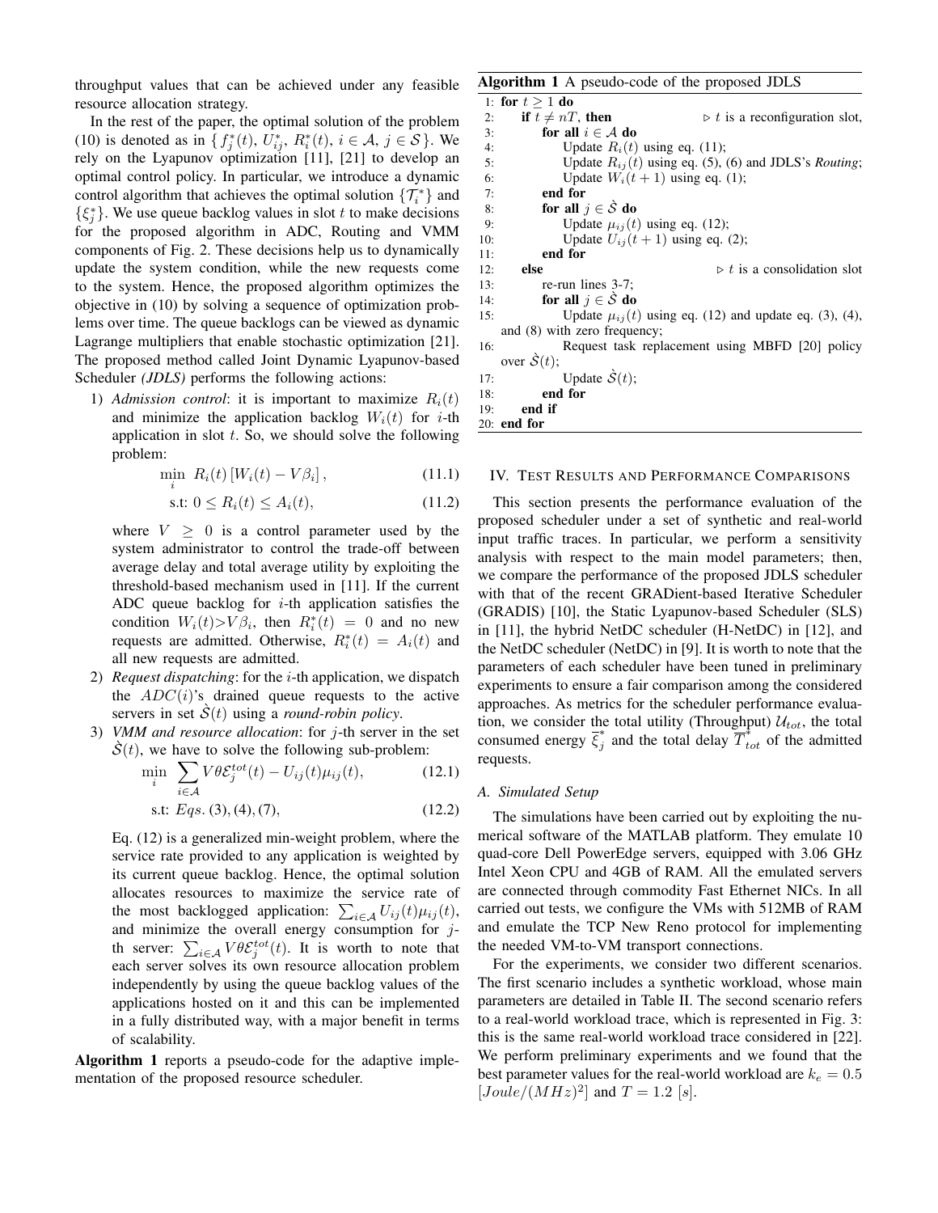throughput values that can be achieved under any feasible resource allocation strategy.

In the rest of the paper, the optimal solution of the problem (10) is denoted as in $\{f_j^*(t), U_{ij}^*, R_i^*(t), i \in \mathcal{A}, j \in \mathcal{S}\}$. We rely on the Lyapunov optimization [11], [21] to develop an optimal control policy. In particular, we introduce a dynamic control algorithm that achieves the optimal solution $\{\mathcal{T}_i^*\}$ and $\{\xi_j^*\}$. We use queue backlog values in slot $t$ to make decisions for the proposed algorithm in ADC, Routing and VMM components of Fig. 2. These decisions help us to dynamically update the system condition, while the new requests come to the system. Hence, the proposed algorithm optimizes the objective in (10) by solving a sequence of optimization problems over time. The queue backlogs can be viewed as dynamic Lagrange multipliers that enable stochastic optimization [21]. The proposed method called Joint Dynamic Lyapunov-based Scheduler *(JDLS)* performs the following actions:

1) *Admission control*: it is important to maximize $R_i(t)$ and minimize the application backlog $W_i(t)$ for $i$-th application in slot $t$. So, we should solve the following problem:

$$\min_i \; R_i(t)\left[W_i(t) - V\beta_i\right], \tag{11.1}$$

$$\text{s.t: } 0 \leq R_i(t) \leq A_i(t), \tag{11.2}$$

where $V \geq 0$ is a control parameter used by the system administrator to control the trade-off between average delay and total average utility by exploiting the threshold-based mechanism used in [11]. If the current ADC queue backlog for $i$-th application satisfies the condition $W_i(t) > V\beta_i$, then $R_i^*(t) = 0$ and no new requests are admitted. Otherwise, $R_i^*(t) = A_i(t)$ and all new requests are admitted.

2) *Request dispatching*: for the $i$-th application, we dispatch the $ADC(i)$'s drained queue requests to the active servers in set $\dot{\mathcal{S}}(t)$ using a *round-robin policy*.

3) *VMM and resource allocation*: for $j$-th server in the set $\dot{\mathcal{S}}(t)$, we have to solve the following sub-problem:

$$\min_i \; \sum_{i\in\mathcal{A}} V\theta\mathcal{E}_j^{tot}(t) - U_{ij}(t)\mu_{ij}(t), \tag{12.1}$$

$$\text{s.t: } Eqs.\,(3),(4),(7), \tag{12.2}$$

Eq. (12) is a generalized min-weight problem, where the service rate provided to any application is weighted by its current queue backlog. Hence, the optimal solution allocates resources to maximize the service rate of the most backlogged application: $\sum_{i\in\mathcal{A}} U_{ij}(t)\mu_{ij}(t)$, and minimize the overall energy consumption for $j$-th server: $\sum_{i\in\mathcal{A}} V\theta\mathcal{E}_j^{tot}(t)$. It is worth to note that each server solves its own resource allocation problem independently by using the queue backlog values of the applications hosted on it and this can be implemented in a fully distributed way, with a major benefit in terms of scalability.

**Algorithm 1** reports a pseudo-code for the adaptive implementation of the proposed resource scheduler.

**Algorithm 1** A pseudo-code of the proposed JDLS

```
1: for t ≥ 1 do
2:     if t ≠ nT, then                          ▷ t is a reconfiguration slot,
3:         for all i ∈ A do
4:             Update R_i(t) using eq. (11);
5:             Update R_ij(t) using eq. (5), (6) and JDLS's Routing;
6:             Update W_i(t+1) using eq. (1);
7:         end for
8:         for all j ∈ Ṡ do
9:             Update μ_ij(t) using eq. (12);
10:            Update U_ij(t+1) using eq. (2);
11:        end for
12:    else                                     ▷ t is a consolidation slot
13:        re-run lines 3-7;
14:        for all j ∈ Ṡ do
15:            Update μ_ij(t) using eq. (12) and update eq. (3), (4),
               and (8) with zero frequency;
16:            Request task replacement using MBFD [20] policy
               over Ṡ(t);
17:            Update Ṡ(t);
18:        end for
19:    end if
20: end for
```

## IV. Test Results and Performance Comparisons

This section presents the performance evaluation of the proposed scheduler under a set of synthetic and real-world input traffic traces. In particular, we perform a sensitivity analysis with respect to the main model parameters; then, we compare the performance of the proposed JDLS scheduler with that of the recent GRADient-based Iterative Scheduler (GRADIS) [10], the Static Lyapunov-based Scheduler (SLS) in [11], the hybrid NetDC scheduler (H-NetDC) in [12], and the NetDC scheduler (NetDC) in [9]. It is worth to note that the parameters of each scheduler have been tuned in preliminary experiments to ensure a fair comparison among the considered approaches. As metrics for the scheduler performance evaluation, we consider the total utility (Throughput) $\mathcal{U}_{tot}$, the total consumed energy $\overline{\xi}_j^*$ and the total delay $\overline{T}_{tot}^*$ of the admitted requests.

### A. Simulated Setup

The simulations have been carried out by exploiting the numerical software of the MATLAB platform. They emulate 10 quad-core Dell PowerEdge servers, equipped with 3.06 GHz Intel Xeon CPU and 4GB of RAM. All the emulated servers are connected through commodity Fast Ethernet NICs. In all carried out tests, we configure the VMs with 512MB of RAM and emulate the TCP New Reno protocol for implementing the needed VM-to-VM transport connections.

For the experiments, we consider two different scenarios. The first scenario includes a synthetic workload, whose main parameters are detailed in Table II. The second scenario refers to a real-world workload trace, which is represented in Fig. 3: this is the same real-world workload trace considered in [22]. We perform preliminary experiments and we found that the best parameter values for the real-world workload are $k_e = 0.5$ $[Joule/(MHz)^2]$ and $T = 1.2$ $[s]$.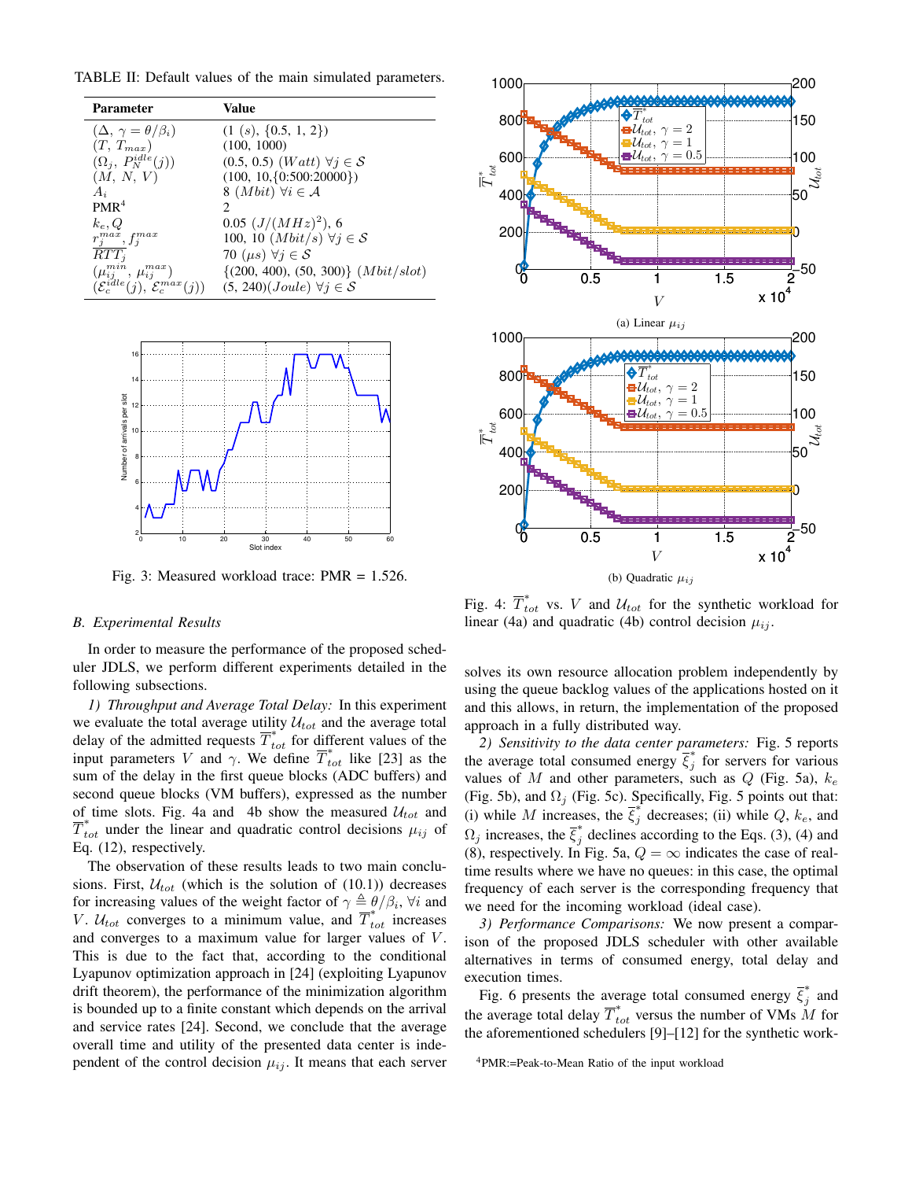TABLE II: Default values of the main simulated parameters.

| Parameter | Value |
|---|---|
| ($\Delta$, $\gamma = \theta/\beta_i$) | (1 ($s$), {0.5, 1, 2}) |
| ($T$, $T_{max}$) | (100, 1000) |
| ($\Omega_j$, $P_N^{idle}(j)$) | (0.5, 0.5) ($Watt$) $\forall j \in \mathcal{S}$ |
| ($M$, $N$, $V$) | (100, 10,{0:500:20000}) |
| $A_i$ | 8 ($Mbit$) $\forall i \in \mathcal{A}$ |
| PMR[4] | 2 |
| $k_e, Q$ | 0.05 ($J/(MHz)^2$), 6 |
| $r_j^{max}$, $f_j^{max}$ | 100, 10 ($Mbit/s$) $\forall j \in \mathcal{S}$ |
| $\overline{RTT}_j$ | 70 ($\mu s$) $\forall j \in \mathcal{S}$ |
| ($\mu_{ij}^{min}$, $\mu_{ij}^{max}$) | {(200, 400), (50, 300)} ($Mbit/slot$) |
| ($\mathcal{E}_c^{idle}(j)$, $\mathcal{E}_c^{max}(j)$) | (5, 240)($Joule$) $\forall j \in \mathcal{S}$ |

Fig. 3: Measured workload trace: PMR = 1.526.

(a) Linear $\mu_{ij}$

(b) Quadratic $\mu_{ij}$

Fig. 4: $\overline{T}^*_{tot}$ vs. $V$ and $\mathcal{U}_{tot}$ for the synthetic workload for linear (4a) and quadratic (4b) control decision $\mu_{ij}$.

### B. Experimental Results

In order to measure the performance of the proposed scheduler JDLS, we perform different experiments detailed in the following subsections.

*1) Throughput and Average Total Delay:* In this experiment we evaluate the total average utility $\mathcal{U}_{tot}$ and the average total delay of the admitted requests $\overline{T}^*_{tot}$ for different values of the input parameters $V$ and $\gamma$. We define $\overline{T}^*_{tot}$ like [23] as the sum of the delay in the first queue blocks (ADC buffers) and second queue blocks (VM buffers), expressed as the number of time slots. Fig. 4a and 4b show the measured $\mathcal{U}_{tot}$ and $\overline{T}^*_{tot}$ under the linear and quadratic control decisions $\mu_{ij}$ of Eq. (12), respectively.

The observation of these results leads to two main conclusions. First, $\mathcal{U}_{tot}$ (which is the solution of (10.1)) decreases for increasing values of the weight factor of $\gamma \triangleq \theta/\beta_i$, $\forall i$ and $V$. $\mathcal{U}_{tot}$ converges to a minimum value, and $\overline{T}^*_{tot}$ increases and converges to a maximum value for larger values of $V$. This is due to the fact that, according to the conditional Lyapunov optimization approach in [24] (exploiting Lyapunov drift theorem), the performance of the minimization algorithm is bounded up to a finite constant which depends on the arrival and service rates [24]. Second, we conclude that the average overall time and utility of the presented data center is independent of the control decision $\mu_{ij}$. It means that each server solves its own resource allocation problem independently by using the queue backlog values of the applications hosted on it and this allows, in return, the implementation of the proposed approach in a fully distributed way.

*2) Sensitivity to the data center parameters:* Fig. 5 reports the average total consumed energy $\overline{\xi}^*_j$ for servers for various values of $M$ and other parameters, such as $Q$ (Fig. 5a), $k_e$ (Fig. 5b), and $\Omega_j$ (Fig. 5c). Specifically, Fig. 5 points out that: (i) while $M$ increases, the $\overline{\xi}^*_j$ decreases; (ii) while $Q$, $k_e$, and $\Omega_j$ increases, the $\overline{\xi}^*_j$ declines according to the Eqs. (3), (4) and (8), respectively. In Fig. 5a, $Q = \infty$ indicates the case of real-time results where we have no queues: in this case, the optimal frequency of each server is the corresponding frequency that we need for the incoming workload (ideal case).

*3) Performance Comparisons:* We now present a comparison of the proposed JDLS scheduler with other available alternatives in terms of consumed energy, total delay and execution times.

Fig. 6 presents the average total consumed energy $\overline{\xi}^*_j$ and the average total delay $\overline{T}^*_{tot}$ versus the number of VMs $M$ for the aforementioned schedulers [9]–[12] for the synthetic work-

[4]PMR:=Peak-to-Mean Ratio of the input workload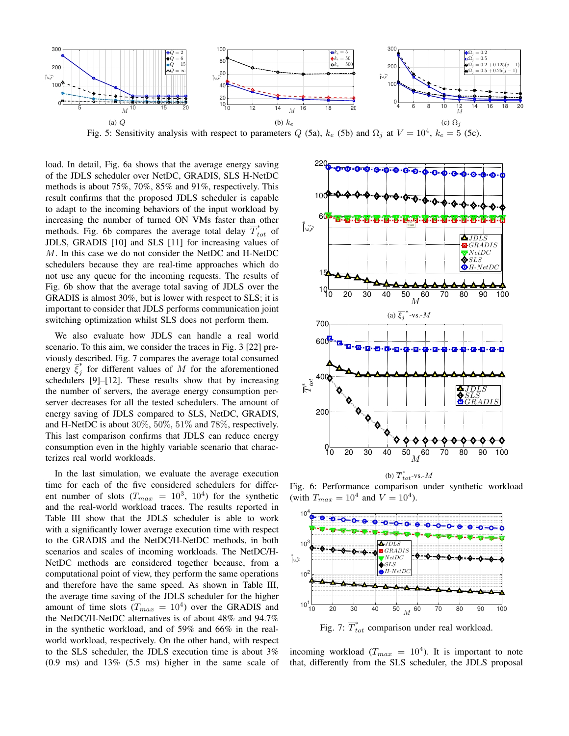Fig. 5: Sensitivity analysis with respect to parameters $Q$ (5a), $k_e$ (5b) and $\Omega_j$ at $V = 10^4$, $k_e = 5$ (5c).

load. In detail, Fig. 6a shows that the average energy saving of the JDLS scheduler over NetDC, GRADIS, SLS H-NetDC methods is about 75%, 70%, 85% and 91%, respectively. This result confirms that the proposed JDLS scheduler is capable to adapt to the incoming behaviors of the input workload by increasing the number of turned ON VMs faster than other methods. Fig. 6b compares the average total delay $\overline{T}^*_{tot}$ of JDLS, GRADIS [10] and SLS [11] for increasing values of $M$. In this case we do not consider the NetDC and H-NetDC schedulers because they are real-time approaches which do not use any queue for the incoming requests. The results of Fig. 6b show that the average total saving of JDLS over the GRADIS is almost 30%, but is lower with respect to SLS; it is important to consider that JDLS performs communication joint switching optimization whilst SLS does not perform them.

We also evaluate how JDLS can handle a real world scenario. To this aim, we consider the traces in Fig. 3 [22] previously described. Fig. 7 compares the average total consumed energy $\overline{\xi}^*_j$ for different values of $M$ for the aforementioned schedulers [9]–[12]. These results show that by increasing the number of servers, the average energy consumption per-server decreases for all the tested schedulers. The amount of energy saving of JDLS compared to SLS, NetDC, GRADIS, and H-NetDC is about 30%, 50%, 51% and 78%, respectively. This last comparison confirms that JDLS can reduce energy consumption even in the highly variable scenario that characterizes real world workloads.

In the last simulation, we evaluate the average execution time for each of the five considered schedulers for different number of slots ($T_{max} = 10^3$, $10^4$) for the synthetic and the real-world workload traces. The results reported in Table III show that the JDLS scheduler is able to work with a significantly lower average execution time with respect to the GRADIS and the NetDC/H-NetDC methods, in both scenarios and scales of incoming workloads. The NetDC/H-NetDC methods are considered together because, from a computational point of view, they perform the same operations and therefore have the same speed. As shown in Table III, the average time saving of the JDLS scheduler for the higher amount of time slots ($T_{max} = 10^4$) over the GRADIS and the NetDC/H-NetDC alternatives is of about 48% and 94.7% in the synthetic workload, and of 59% and 66% in the real-world workload, respectively. On the other hand, with respect to the SLS scheduler, the JDLS execution time is about 3% (0.9 ms) and 13% (5.5 ms) higher in the same scale of incoming workload ($T_{max} = 10^4$). It is important to note that, differently from the SLS scheduler, the JDLS proposal

(a) $\overline{\xi}^*_j$-vs.-$M$

(b) $\overline{T}^*_{tot}$-vs.-$M$

Fig. 6: Performance comparison under synthetic workload (with $T_{max} = 10^4$ and $V = 10^4$).

Fig. 7: $\overline{T}^*_{tot}$ comparison under real workload.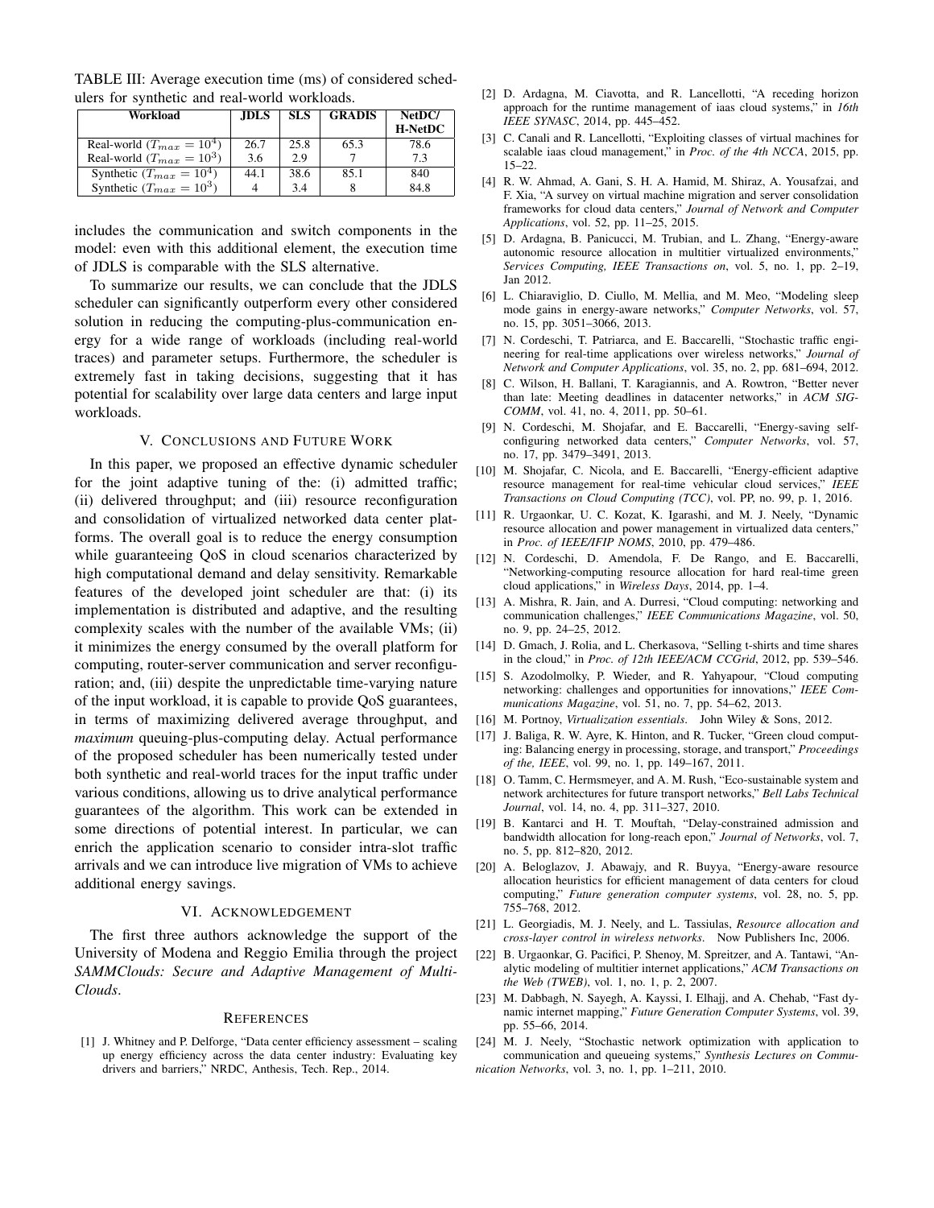TABLE III: Average execution time (ms) of considered schedulers for synthetic and real-world workloads.

| Workload | JDLS | SLS | GRADIS | NetDC/ H-NetDC |
|---|---|---|---|---|
| Real-world ($T_{max} = 10^4$) | 26.7 | 25.8 | 65.3 | 78.6 |
| Real-world ($T_{max} = 10^3$) | 3.6 | 2.9 | 7 | 7.3 |
| Synthetic ($T_{max} = 10^4$) | 44.1 | 38.6 | 85.1 | 840 |
| Synthetic ($T_{max} = 10^3$) | 4 | 3.4 | 8 | 84.8 |

includes the communication and switch components in the model: even with this additional element, the execution time of JDLS is comparable with the SLS alternative.

To summarize our results, we can conclude that the JDLS scheduler can significantly outperform every other considered solution in reducing the computing-plus-communication energy for a wide range of workloads (including real-world traces) and parameter setups. Furthermore, the scheduler is extremely fast in taking decisions, suggesting that it has potential for scalability over large data centers and large input workloads.

## V. Conclusions and Future Work

In this paper, we proposed an effective dynamic scheduler for the joint adaptive tuning of the: (i) admitted traffic; (ii) delivered throughput; and (iii) resource reconfiguration and consolidation of virtualized networked data center platforms. The overall goal is to reduce the energy consumption while guaranteeing QoS in cloud scenarios characterized by high computational demand and delay sensitivity. Remarkable features of the developed joint scheduler are that: (i) its implementation is distributed and adaptive, and the resulting complexity scales with the number of the available VMs; (ii) it minimizes the energy consumed by the overall platform for computing, router-server communication and server reconfiguration; and, (iii) despite the unpredictable time-varying nature of the input workload, it is capable to provide QoS guarantees, in terms of maximizing delivered average throughput, and *maximum* queuing-plus-computing delay. Actual performance of the proposed scheduler has been numerically tested under both synthetic and real-world traces for the input traffic under various conditions, allowing us to drive analytical performance guarantees of the algorithm. This work can be extended in some directions of potential interest. In particular, we can enrich the application scenario to consider intra-slot traffic arrivals and we can introduce live migration of VMs to achieve additional energy savings.

## VI. Acknowledgement

The first three authors acknowledge the support of the University of Modena and Reggio Emilia through the project *SAMMClouds: Secure and Adaptive Management of Multi-Clouds*.

## References

[1] J. Whitney and P. Delforge, "Data center efficiency assessment – scaling up energy efficiency across the data center industry: Evaluating key drivers and barriers," NRDC, Anthesis, Tech. Rep., 2014.

[2] D. Ardagna, M. Ciavotta, and R. Lancellotti, "A receding horizon approach for the runtime management of iaas cloud systems," in *16th IEEE SYNASC*, 2014, pp. 445–452.

[3] C. Canali and R. Lancellotti, "Exploiting classes of virtual machines for scalable iaas cloud management," in *Proc. of the 4th NCCA*, 2015, pp. 15–22.

[4] R. W. Ahmad, A. Gani, S. H. A. Hamid, M. Shiraz, A. Yousafzai, and F. Xia, "A survey on virtual machine migration and server consolidation frameworks for cloud data centers," *Journal of Network and Computer Applications*, vol. 52, pp. 11–25, 2015.

[5] D. Ardagna, B. Panicucci, M. Trubian, and L. Zhang, "Energy-aware autonomic resource allocation in multitier virtualized environments," *Services Computing, IEEE Transactions on*, vol. 5, no. 1, pp. 2–19, Jan 2012.

[6] L. Chiaraviglio, D. Ciullo, M. Mellia, and M. Meo, "Modeling sleep mode gains in energy-aware networks," *Computer Networks*, vol. 57, no. 15, pp. 3051–3066, 2013.

[7] N. Cordeschi, T. Patriarca, and E. Baccarelli, "Stochastic traffic engineering for real-time applications over wireless networks," *Journal of Network and Computer Applications*, vol. 35, no. 2, pp. 681–694, 2012.

[8] C. Wilson, H. Ballani, T. Karagiannis, and A. Rowtron, "Better never than late: Meeting deadlines in datacenter networks," in *ACM SIGCOMM*, vol. 41, no. 4, 2011, pp. 50–61.

[9] N. Cordeschi, M. Shojafar, and E. Baccarelli, "Energy-saving self-configuring networked data centers," *Computer Networks*, vol. 57, no. 17, pp. 3479–3491, 2013.

[10] M. Shojafar, C. Nicola, and E. Baccarelli, "Energy-efficient adaptive resource management for real-time vehicular cloud services," *IEEE Transactions on Cloud Computing (TCC)*, vol. PP, no. 99, p. 1, 2016.

[11] R. Urgaonkar, U. C. Kozat, K. Igarashi, and M. J. Neely, "Dynamic resource allocation and power management in virtualized data centers," in *Proc. of IEEE/IFIP NOMS*, 2010, pp. 479–486.

[12] N. Cordeschi, D. Amendola, F. De Rango, and E. Baccarelli, "Networking-computing resource allocation for hard real-time green cloud applications," in *Wireless Days*, 2014, pp. 1–4.

[13] A. Mishra, R. Jain, and A. Durresi, "Cloud computing: networking and communication challenges," *IEEE Communications Magazine*, vol. 50, no. 9, pp. 24–25, 2012.

[14] D. Gmach, J. Rolia, and L. Cherkasova, "Selling t-shirts and time shares in the cloud," in *Proc. of 12th IEEE/ACM CCGrid*, 2012, pp. 539–546.

[15] S. Azodolmolky, P. Wieder, and R. Yahyapour, "Cloud computing networking: challenges and opportunities for innovations," *IEEE Communications Magazine*, vol. 51, no. 7, pp. 54–62, 2013.

[16] M. Portnoy, *Virtualization essentials*. John Wiley & Sons, 2012.

[17] J. Baliga, R. W. Ayre, K. Hinton, and R. Tucker, "Green cloud computing: Balancing energy in processing, storage, and transport," *Proceedings of the, IEEE*, vol. 99, no. 1, pp. 149–167, 2011.

[18] O. Tamm, C. Hermsmeyer, and A. M. Rush, "Eco-sustainable system and network architectures for future transport networks," *Bell Labs Technical Journal*, vol. 14, no. 4, pp. 311–327, 2010.

[19] B. Kantarci and H. T. Mouftah, "Delay-constrained admission and bandwidth allocation for long-reach epon," *Journal of Networks*, vol. 7, no. 5, pp. 812–820, 2012.

[20] A. Beloglazov, J. Abawajy, and R. Buyya, "Energy-aware resource allocation heuristics for efficient management of data centers for cloud computing," *Future generation computer systems*, vol. 28, no. 5, pp. 755–768, 2012.

[21] L. Georgiadis, M. J. Neely, and L. Tassiulas, *Resource allocation and cross-layer control in wireless networks*. Now Publishers Inc, 2006.

[22] B. Urgaonkar, G. Pacifici, P. Shenoy, M. Spreitzer, and A. Tantawi, "Analytic modeling of multitier internet applications," *ACM Transactions on the Web (TWEB)*, vol. 1, no. 1, p. 2, 2007.

[23] M. Dabbagh, N. Sayegh, A. Kayssi, I. Elhajj, and A. Chehab, "Fast dynamic internet mapping," *Future Generation Computer Systems*, vol. 39, pp. 55–66, 2014.

[24] M. J. Neely, "Stochastic network optimization with application to communication and queueing systems," *Synthesis Lectures on Communication Networks*, vol. 3, no. 1, pp. 1–211, 2010.